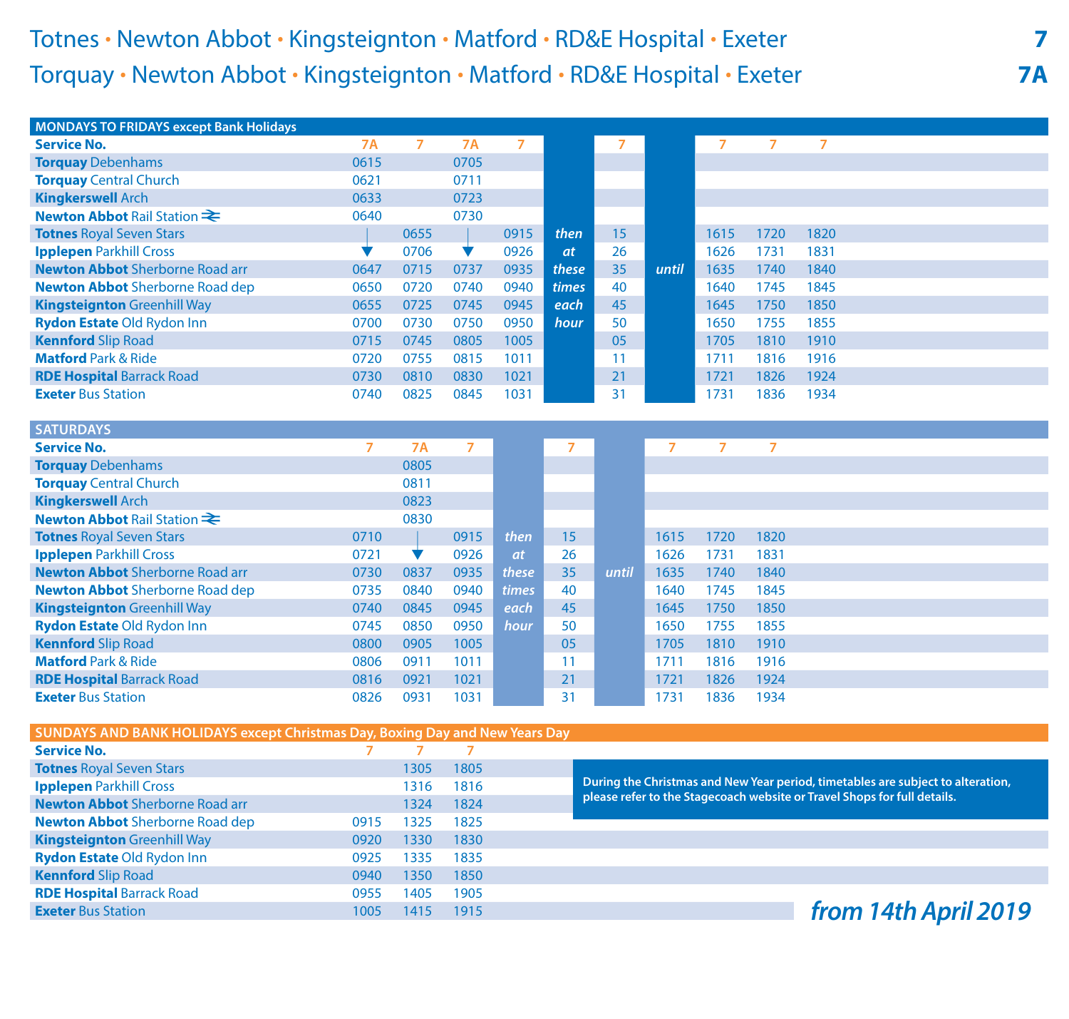# Totnes • Newton Abbot • Kingsteignton • Matford • RD&E Hospital • Exeter — 7

# Torquay • Newton Abbot • Kingsteignton • Matford • RD&E Hospital • Exeter — 7A

## MONDAYS TO FRIDAYS except Bank Holidays

| Service No. | 7A | 7 | 7A | 7 | | 7 | | 7 | 7 | 7 |
|---|---|---|---|---|---|---|---|---|---|---|
| **Torquay** Debenhams | 0615 | | 0705 | | | | | | | |
| **Torquay** Central Church | 0621 | | 0711 | | | | | | | |
| **Kingkerswell** Arch | 0633 | | 0723 | | | | | | | |
| **Newton Abbot** Rail Station | 0640 | | 0730 | | | | | | | |
| **Totnes** Royal Seven Stars | ↓ | 0655 | ↓ | 0915 | *then* | 15 | | 1615 | 1720 | 1820 |
| **Ipplepen** Parkhill Cross | ↓ | 0706 | ↓ | 0926 | *at* | 26 | | 1626 | 1731 | 1831 |
| **Newton Abbot** Sherborne Road arr | 0647 | 0715 | 0737 | 0935 | *these* | 35 | *until* | 1635 | 1740 | 1840 |
| **Newton Abbot** Sherborne Road dep | 0650 | 0720 | 0740 | 0940 | *times* | 40 | | 1640 | 1745 | 1845 |
| **Kingsteignton** Greenhill Way | 0655 | 0725 | 0745 | 0945 | *each* | 45 | | 1645 | 1750 | 1850 |
| **Rydon Estate** Old Rydon Inn | 0700 | 0730 | 0750 | 0950 | *hour* | 50 | | 1650 | 1755 | 1855 |
| **Kennford** Slip Road | 0715 | 0745 | 0805 | 1005 | | 05 | | 1705 | 1810 | 1910 |
| **Matford** Park & Ride | 0720 | 0755 | 0815 | 1011 | | 11 | | 1711 | 1816 | 1916 |
| **RDE Hospital** Barrack Road | 0730 | 0810 | 0830 | 1021 | | 21 | | 1721 | 1826 | 1924 |
| **Exeter** Bus Station | 0740 | 0825 | 0845 | 1031 | | 31 | | 1731 | 1836 | 1934 |

## SATURDAYS

| Service No. | 7 | 7A | 7 | | 7 | | 7 | 7 | 7 |
|---|---|---|---|---|---|---|---|---|---|
| **Torquay** Debenhams | | 0805 | | | | | | | |
| **Torquay** Central Church | | 0811 | | | | | | | |
| **Kingkerswell** Arch | | 0823 | | | | | | | |
| **Newton Abbot** Rail Station | | 0830 | | | | | | | |
| **Totnes** Royal Seven Stars | 0710 | ↓ | 0915 | *then* | 15 | | 1615 | 1720 | 1820 |
| **Ipplepen** Parkhill Cross | 0721 | ↓ | 0926 | *at* | 26 | | 1626 | 1731 | 1831 |
| **Newton Abbot** Sherborne Road arr | 0730 | 0837 | 0935 | *these* | 35 | *until* | 1635 | 1740 | 1840 |
| **Newton Abbot** Sherborne Road dep | 0735 | 0840 | 0940 | *times* | 40 | | 1640 | 1745 | 1845 |
| **Kingsteignton** Greenhill Way | 0740 | 0845 | 0945 | *each* | 45 | | 1645 | 1750 | 1850 |
| **Rydon Estate** Old Rydon Inn | 0745 | 0850 | 0950 | *hour* | 50 | | 1650 | 1755 | 1855 |
| **Kennford** Slip Road | 0800 | 0905 | 1005 | | 05 | | 1705 | 1810 | 1910 |
| **Matford** Park & Ride | 0806 | 0911 | 1011 | | 11 | | 1711 | 1816 | 1916 |
| **RDE Hospital** Barrack Road | 0816 | 0921 | 1021 | | 21 | | 1721 | 1826 | 1924 |
| **Exeter** Bus Station | 0826 | 0931 | 1031 | | 31 | | 1731 | 1836 | 1934 |

## SUNDAYS AND BANK HOLIDAYS except Christmas Day, Boxing Day and New Years Day

| Service No. | 7 | 7 | 7 |
|---|---|---|---|
| **Totnes** Royal Seven Stars | | 1305 | 1805 |
| **Ipplepen** Parkhill Cross | | 1316 | 1816 |
| **Newton Abbot** Sherborne Road arr | | 1324 | 1824 |
| **Newton Abbot** Sherborne Road dep | 0915 | 1325 | 1825 |
| **Kingsteignton** Greenhill Way | 0920 | 1330 | 1830 |
| **Rydon Estate** Old Rydon Inn | 0925 | 1335 | 1835 |
| **Kennford** Slip Road | 0940 | 1350 | 1850 |
| **RDE Hospital** Barrack Road | 0955 | 1405 | 1905 |
| **Exeter** Bus Station | 1005 | 1415 | 1915 |

**During the Christmas and New Year period, timetables are subject to alteration, please refer to the Stagecoach website or Travel Shops for full details.**

***from 14th April 2019***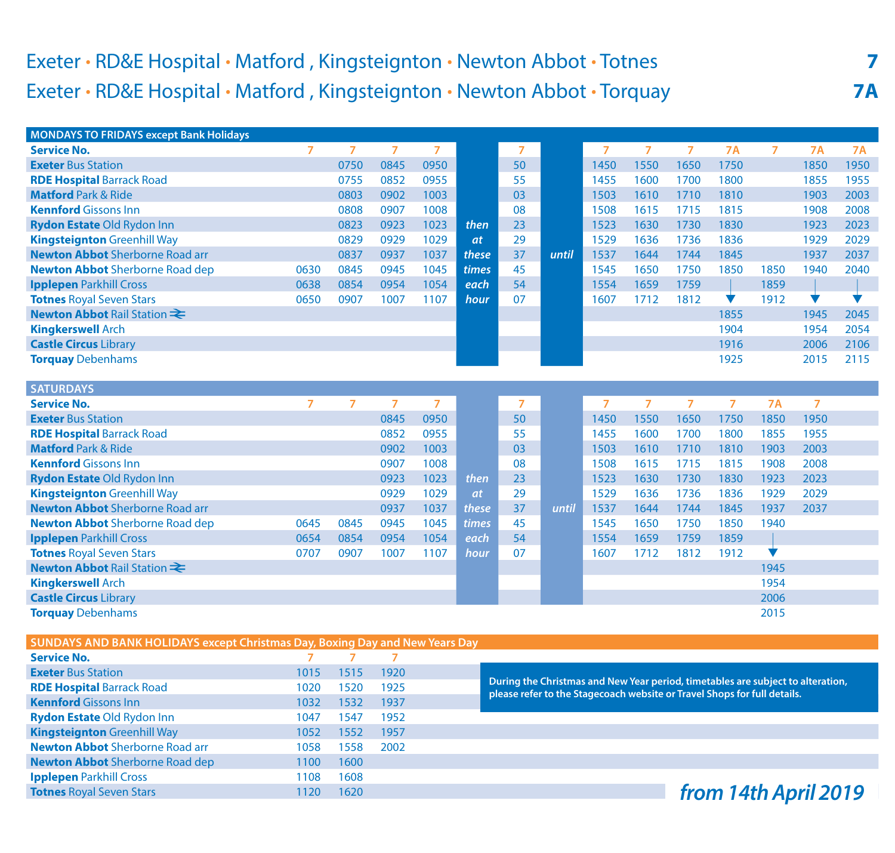# Exeter • RD&E Hospital • Matford , Kingsteignton • Newton Abbot • Totnes **7**

# Exeter • RD&E Hospital • Matford , Kingsteignton • Newton Abbot • Torquay **7A**

## MONDAYS TO FRIDAYS except Bank Holidays

| Service No. | 7 | 7 | 7 | 7 | | 7 | | 7 | 7 | 7 | 7A | 7 | 7A | 7A |
|---|---|---|---|---|---|---|---|---|---|---|---|---|---|---|
| **Exeter** Bus Station | | 0750 | 0845 | 0950 | | 50 | | 1450 | 1550 | 1650 | 1750 | | 1850 | 1950 |
| **RDE Hospital** Barrack Road | | 0755 | 0852 | 0955 | | 55 | | 1455 | 1600 | 1700 | 1800 | | 1855 | 1955 |
| **Matford** Park & Ride | | 0803 | 0902 | 1003 | | 03 | | 1503 | 1610 | 1710 | 1810 | | 1903 | 2003 |
| **Kennford** Gissons Inn | | 0808 | 0907 | 1008 | | 08 | | 1508 | 1615 | 1715 | 1815 | | 1908 | 2008 |
| **Rydon Estate** Old Rydon Inn | | 0823 | 0923 | 1023 | then | 23 | | 1523 | 1630 | 1730 | 1830 | | 1923 | 2023 |
| **Kingsteignton** Greenhill Way | | 0829 | 0929 | 1029 | at | 29 | | 1529 | 1636 | 1736 | 1836 | | 1929 | 2029 |
| **Newton Abbot** Sherborne Road arr | | 0837 | 0937 | 1037 | these | 37 | until | 1537 | 1644 | 1744 | 1845 | | 1937 | 2037 |
| **Newton Abbot** Sherborne Road dep | 0630 | 0845 | 0945 | 1045 | times | 45 | | 1545 | 1650 | 1750 | 1850 | 1850 | 1940 | 2040 |
| **Ipplepen** Parkhill Cross | 0638 | 0854 | 0954 | 1054 | each | 54 | | 1554 | 1659 | 1759 | ↓ | 1859 | ↓ | ↓ |
| **Totnes** Royal Seven Stars | 0650 | 0907 | 1007 | 1107 | hour | 07 | | 1607 | 1712 | 1812 | ↓ | 1912 | ↓ | ↓ |
| **Newton Abbot** Rail Station | | | | | | | | | | | 1855 | | 1945 | 2045 |
| **Kingkerswell** Arch | | | | | | | | | | | 1904 | | 1954 | 2054 |
| **Castle Circus** Library | | | | | | | | | | | 1916 | | 2006 | 2106 |
| **Torquay** Debenhams | | | | | | | | | | | 1925 | | 2015 | 2115 |

## SATURDAYS

| Service No. | 7 | 7 | 7 | 7 | | 7 | | 7 | 7 | 7 | 7 | 7A | 7 |
|---|---|---|---|---|---|---|---|---|---|---|---|---|---|
| **Exeter** Bus Station | | | 0845 | 0950 | | 50 | | 1450 | 1550 | 1650 | 1750 | 1850 | 1950 |
| **RDE Hospital** Barrack Road | | | 0852 | 0955 | | 55 | | 1455 | 1600 | 1700 | 1800 | 1855 | 1955 |
| **Matford** Park & Ride | | | 0902 | 1003 | | 03 | | 1503 | 1610 | 1710 | 1810 | 1903 | 2003 |
| **Kennford** Gissons Inn | | | 0907 | 1008 | | 08 | | 1508 | 1615 | 1715 | 1815 | 1908 | 2008 |
| **Rydon Estate** Old Rydon Inn | | | 0923 | 1023 | then | 23 | | 1523 | 1630 | 1730 | 1830 | 1923 | 2023 |
| **Kingsteignton** Greenhill Way | | | 0929 | 1029 | at | 29 | | 1529 | 1636 | 1736 | 1836 | 1929 | 2029 |
| **Newton Abbot** Sherborne Road arr | | | 0937 | 1037 | these | 37 | until | 1537 | 1644 | 1744 | 1845 | 1937 | 2037 |
| **Newton Abbot** Sherborne Road dep | 0645 | 0845 | 0945 | 1045 | times | 45 | | 1545 | 1650 | 1750 | 1850 | 1940 | |
| **Ipplepen** Parkhill Cross | 0654 | 0854 | 0954 | 1054 | each | 54 | | 1554 | 1659 | 1759 | 1859 | ↓ | |
| **Totnes** Royal Seven Stars | 0707 | 0907 | 1007 | 1107 | hour | 07 | | 1607 | 1712 | 1812 | 1912 | ↓ | |
| **Newton Abbot** Rail Station | | | | | | | | | | | | 1945 | |
| **Kingkerswell** Arch | | | | | | | | | | | | 1954 | |
| **Castle Circus** Library | | | | | | | | | | | | 2006 | |
| **Torquay** Debenhams | | | | | | | | | | | | 2015 | |

## SUNDAYS AND BANK HOLIDAYS except Christmas Day, Boxing Day and New Years Day

| Service No. | 7 | 7 | 7 |
|---|---|---|---|
| **Exeter** Bus Station | 1015 | 1515 | 1920 |
| **RDE Hospital** Barrack Road | 1020 | 1520 | 1925 |
| **Kennford** Gissons Inn | 1032 | 1532 | 1937 |
| **Rydon Estate** Old Rydon Inn | 1047 | 1547 | 1952 |
| **Kingsteignton** Greenhill Way | 1052 | 1552 | 1957 |
| **Newton Abbot** Sherborne Road arr | 1058 | 1558 | 2002 |
| **Newton Abbot** Sherborne Road dep | 1100 | 1600 | |
| **Ipplepen** Parkhill Cross | 1108 | 1608 | |
| **Totnes** Royal Seven Stars | 1120 | 1620 | |

**During the Christmas and New Year period, timetables are subject to alteration, please refer to the Stagecoach website or Travel Shops for full details.**

***from 14th April 2019***